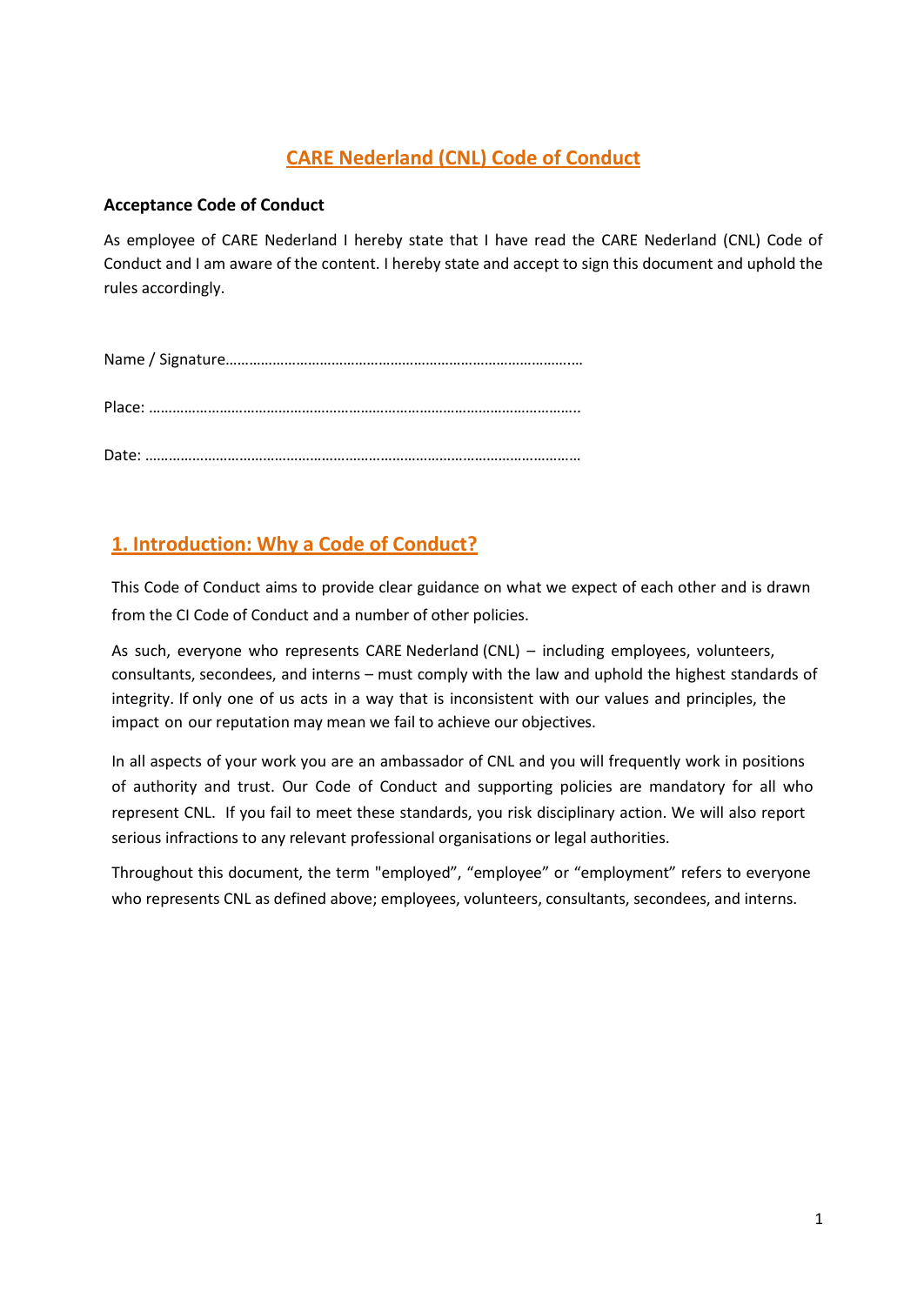# CARE Nederland (CNL) Code of Conduct

**Acceptance Code of Conduct**

As employee of CARE Nederland I hereby state that I have read the CARE Nederland (CNL) Code of Conduct and I am aware of the content. I hereby state and accept to sign this document and uphold the rules accordingly.

Name / Signature…………………………………………………………………………….…

Place: ………………………………………………………………………………………………..

Date: …………………………………………………………………………………………………

## 1. Introduction: Why a Code of Conduct?

This Code of Conduct aims to provide clear guidance on what we expect of each other and is drawn from the CI Code of Conduct and a number of other policies.

As such, everyone who represents CARE Nederland (CNL) – including employees, volunteers, consultants, secondees, and interns – must comply with the law and uphold the highest standards of integrity. If only one of us acts in a way that is inconsistent with our values and principles, the impact on our reputation may mean we fail to achieve our objectives.

In all aspects of your work you are an ambassador of CNL and you will frequently work in positions of authority and trust. Our Code of Conduct and supporting policies are mandatory for all who represent CNL. If you fail to meet these standards, you risk disciplinary action. We will also report serious infractions to any relevant professional organisations or legal authorities.

Throughout this document, the term "employed", "employee" or "employment" refers to everyone who represents CNL as defined above; employees, volunteers, consultants, secondees, and interns.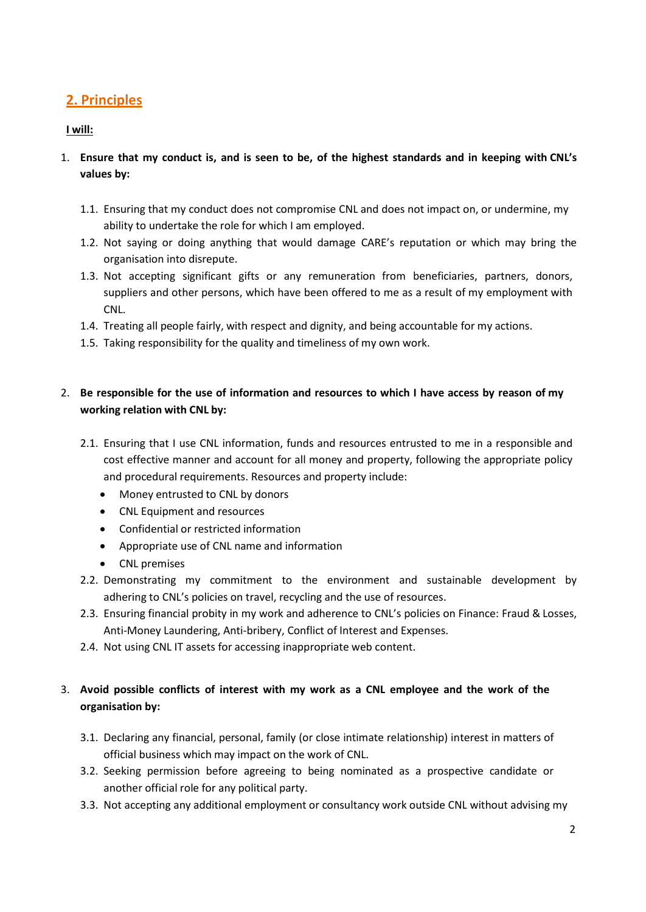## 2. Principles

**I will:**

1. **Ensure that my conduct is, and is seen to be, of the highest standards and in keeping with CNL's values by:**

    1.1. Ensuring that my conduct does not compromise CNL and does not impact on, or undermine, my ability to undertake the role for which I am employed.

    1.2. Not saying or doing anything that would damage CARE's reputation or which may bring the organisation into disrepute.

    1.3. Not accepting significant gifts or any remuneration from beneficiaries, partners, donors, suppliers and other persons, which have been offered to me as a result of my employment with CNL.

    1.4. Treating all people fairly, with respect and dignity, and being accountable for my actions.

    1.5. Taking responsibility for the quality and timeliness of my own work.

2. **Be responsible for the use of information and resources to which I have access by reason of my working relation with CNL by:**

    2.1. Ensuring that I use CNL information, funds and resources entrusted to me in a responsible and cost effective manner and account for all money and property, following the appropriate policy and procedural requirements. Resources and property include:

    - Money entrusted to CNL by donors
    - CNL Equipment and resources
    - Confidential or restricted information
    - Appropriate use of CNL name and information
    - CNL premises

    2.2. Demonstrating my commitment to the environment and sustainable development by adhering to CNL's policies on travel, recycling and the use of resources.

    2.3. Ensuring financial probity in my work and adherence to CNL's policies on Finance: Fraud & Losses, Anti-Money Laundering, Anti-bribery, Conflict of Interest and Expenses.

    2.4. Not using CNL IT assets for accessing inappropriate web content.

3. **Avoid possible conflicts of interest with my work as a CNL employee and the work of the organisation by:**

    3.1. Declaring any financial, personal, family (or close intimate relationship) interest in matters of official business which may impact on the work of CNL.

    3.2. Seeking permission before agreeing to being nominated as a prospective candidate or another official role for any political party.

    3.3. Not accepting any additional employment or consultancy work outside CNL without advising my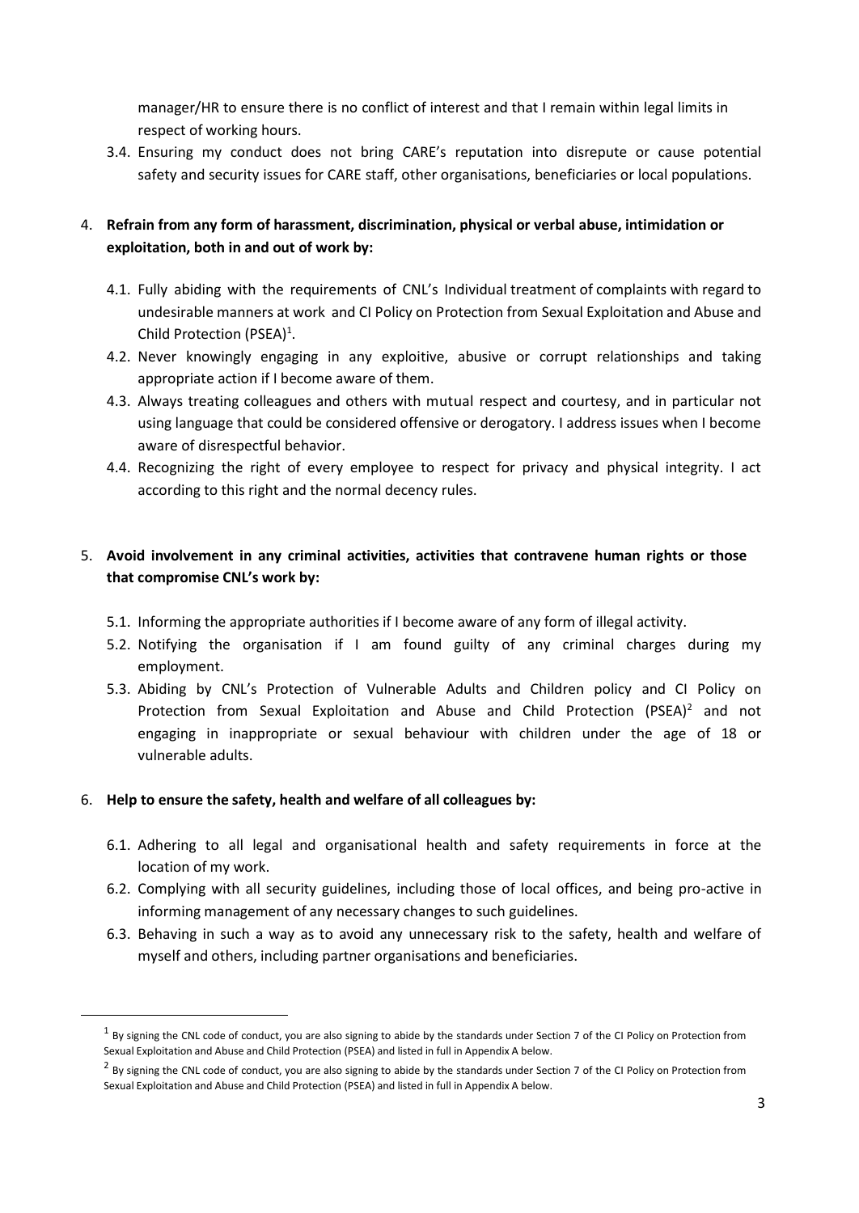manager/HR to ensure there is no conflict of interest and that I remain within legal limits in respect of working hours.

3.4. Ensuring my conduct does not bring CARE's reputation into disrepute or cause potential safety and security issues for CARE staff, other organisations, beneficiaries or local populations.

4. **Refrain from any form of harassment, discrimination, physical or verbal abuse, intimidation or exploitation, both in and out of work by:**

   4.1. Fully abiding with the requirements of CNL's Individual treatment of complaints with regard to undesirable manners at work and CI Policy on Protection from Sexual Exploitation and Abuse and Child Protection (PSEA)[1].

   4.2. Never knowingly engaging in any exploitive, abusive or corrupt relationships and taking appropriate action if I become aware of them.

   4.3. Always treating colleagues and others with mutual respect and courtesy, and in particular not using language that could be considered offensive or derogatory. I address issues when I become aware of disrespectful behavior.

   4.4. Recognizing the right of every employee to respect for privacy and physical integrity. I act according to this right and the normal decency rules.

5. **Avoid involvement in any criminal activities, activities that contravene human rights or those that compromise CNL's work by:**

   5.1. Informing the appropriate authorities if I become aware of any form of illegal activity.

   5.2. Notifying the organisation if I am found guilty of any criminal charges during my employment.

   5.3. Abiding by CNL's Protection of Vulnerable Adults and Children policy and CI Policy on Protection from Sexual Exploitation and Abuse and Child Protection (PSEA)[2] and not engaging in inappropriate or sexual behaviour with children under the age of 18 or vulnerable adults.

6. **Help to ensure the safety, health and welfare of all colleagues by:**

   6.1. Adhering to all legal and organisational health and safety requirements in force at the location of my work.

   6.2. Complying with all security guidelines, including those of local offices, and being pro-active in informing management of any necessary changes to such guidelines.

   6.3. Behaving in such a way as to avoid any unnecessary risk to the safety, health and welfare of myself and others, including partner organisations and beneficiaries.

---

[1] By signing the CNL code of conduct, you are also signing to abide by the standards under Section 7 of the CI Policy on Protection from Sexual Exploitation and Abuse and Child Protection (PSEA) and listed in full in Appendix A below.

[2] By signing the CNL code of conduct, you are also signing to abide by the standards under Section 7 of the CI Policy on Protection from Sexual Exploitation and Abuse and Child Protection (PSEA) and listed in full in Appendix A below.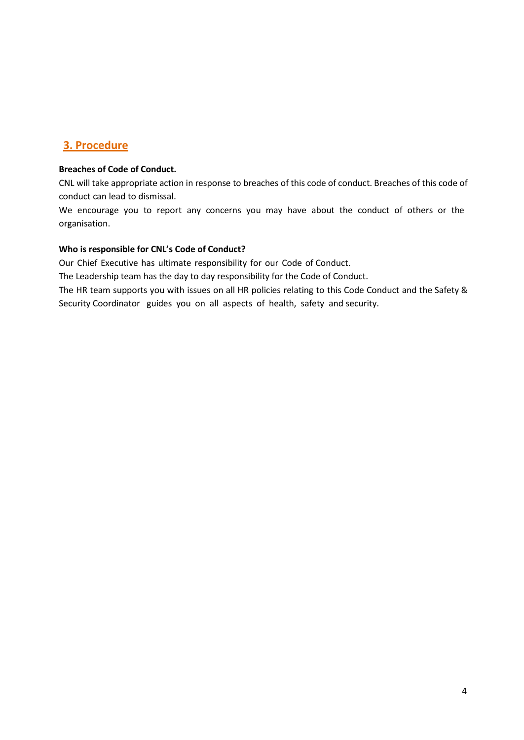## 3. Procedure

**Breaches of Code of Conduct.**

CNL will take appropriate action in response to breaches of this code of conduct. Breaches of this code of conduct can lead to dismissal.

We encourage you to report any concerns you may have about the conduct of others or the organisation.

**Who is responsible for CNL's Code of Conduct?**

Our Chief Executive has ultimate responsibility for our Code of Conduct.

The Leadership team has the day to day responsibility for the Code of Conduct.

The HR team supports you with issues on all HR policies relating to this Code Conduct and the Safety & Security Coordinator guides you on all aspects of health, safety and security.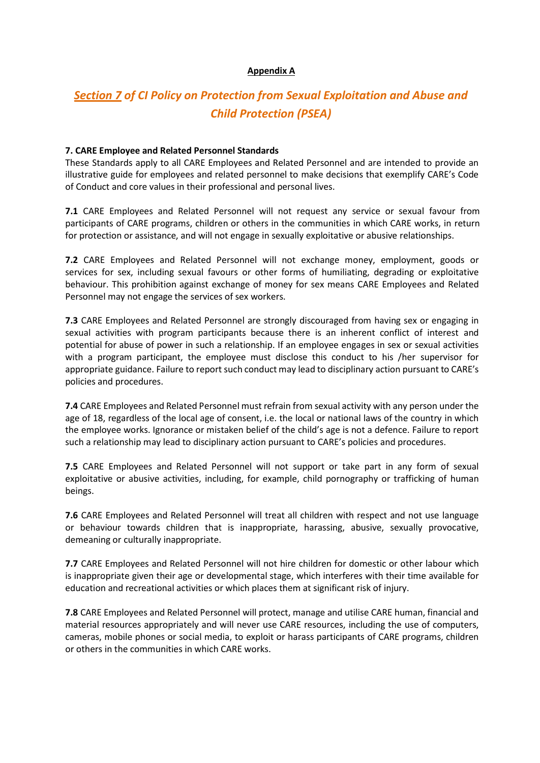**Appendix A**

## *Section 7 of CI Policy on Protection from Sexual Exploitation and Abuse and Child Protection (PSEA)*

**7. CARE Employee and Related Personnel Standards**

These Standards apply to all CARE Employees and Related Personnel and are intended to provide an illustrative guide for employees and related personnel to make decisions that exemplify CARE's Code of Conduct and core values in their professional and personal lives.

**7.1** CARE Employees and Related Personnel will not request any service or sexual favour from participants of CARE programs, children or others in the communities in which CARE works, in return for protection or assistance, and will not engage in sexually exploitative or abusive relationships.

**7.2** CARE Employees and Related Personnel will not exchange money, employment, goods or services for sex, including sexual favours or other forms of humiliating, degrading or exploitative behaviour. This prohibition against exchange of money for sex means CARE Employees and Related Personnel may not engage the services of sex workers.

**7.3** CARE Employees and Related Personnel are strongly discouraged from having sex or engaging in sexual activities with program participants because there is an inherent conflict of interest and potential for abuse of power in such a relationship. If an employee engages in sex or sexual activities with a program participant, the employee must disclose this conduct to his /her supervisor for appropriate guidance. Failure to report such conduct may lead to disciplinary action pursuant to CARE's policies and procedures.

**7.4** CARE Employees and Related Personnel must refrain from sexual activity with any person under the age of 18, regardless of the local age of consent, i.e. the local or national laws of the country in which the employee works. Ignorance or mistaken belief of the child's age is not a defence. Failure to report such a relationship may lead to disciplinary action pursuant to CARE's policies and procedures.

**7.5** CARE Employees and Related Personnel will not support or take part in any form of sexual exploitative or abusive activities, including, for example, child pornography or trafficking of human beings.

**7.6** CARE Employees and Related Personnel will treat all children with respect and not use language or behaviour towards children that is inappropriate, harassing, abusive, sexually provocative, demeaning or culturally inappropriate.

**7.7** CARE Employees and Related Personnel will not hire children for domestic or other labour which is inappropriate given their age or developmental stage, which interferes with their time available for education and recreational activities or which places them at significant risk of injury.

**7.8** CARE Employees and Related Personnel will protect, manage and utilise CARE human, financial and material resources appropriately and will never use CARE resources, including the use of computers, cameras, mobile phones or social media, to exploit or harass participants of CARE programs, children or others in the communities in which CARE works.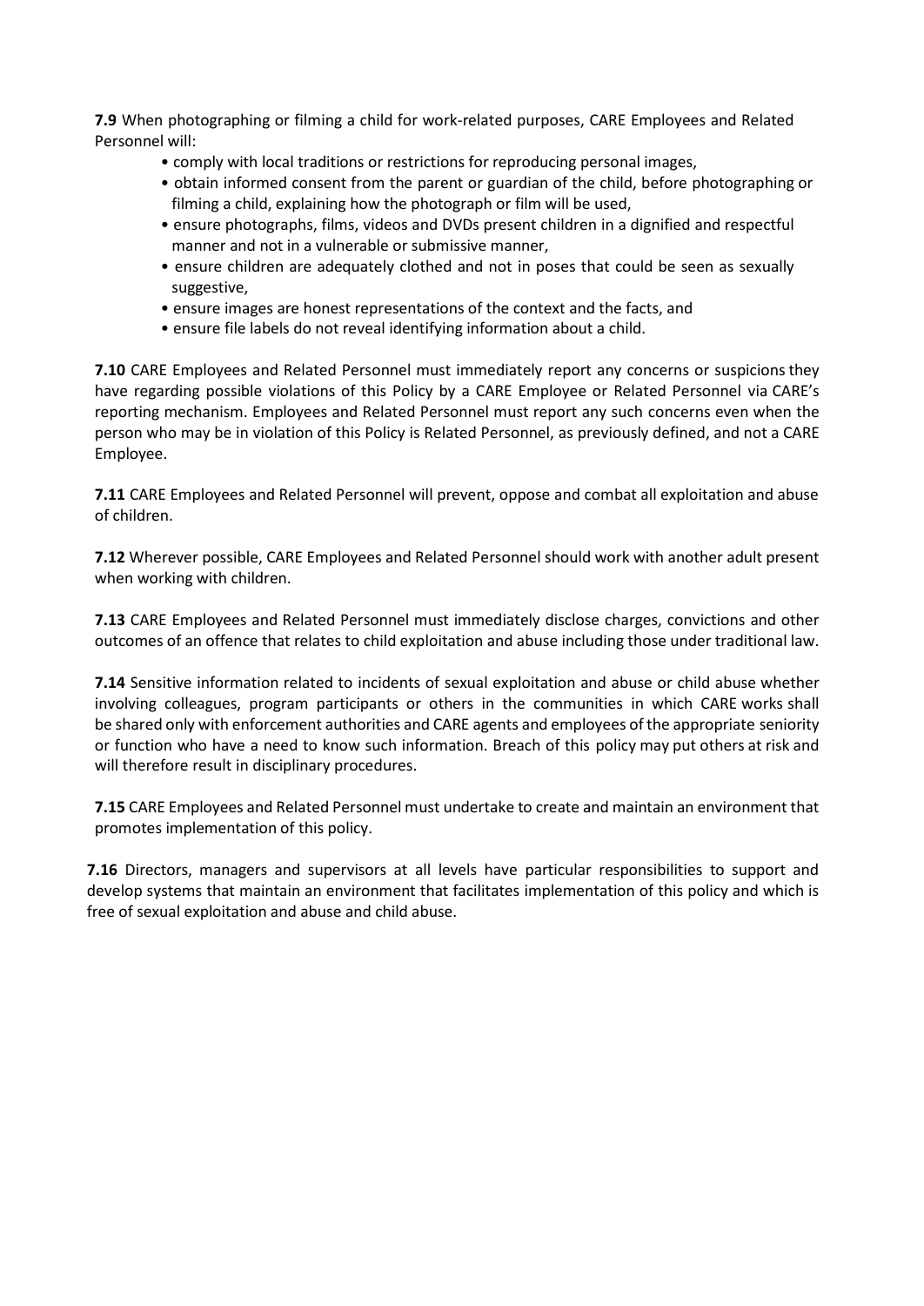**7.9** When photographing or filming a child for work-related purposes, CARE Employees and Related Personnel will:

- comply with local traditions or restrictions for reproducing personal images,
- obtain informed consent from the parent or guardian of the child, before photographing or filming a child, explaining how the photograph or film will be used,
- ensure photographs, films, videos and DVDs present children in a dignified and respectful manner and not in a vulnerable or submissive manner,
- ensure children are adequately clothed and not in poses that could be seen as sexually suggestive,
- ensure images are honest representations of the context and the facts, and
- ensure file labels do not reveal identifying information about a child.

**7.10** CARE Employees and Related Personnel must immediately report any concerns or suspicions they have regarding possible violations of this Policy by a CARE Employee or Related Personnel via CARE's reporting mechanism. Employees and Related Personnel must report any such concerns even when the person who may be in violation of this Policy is Related Personnel, as previously defined, and not a CARE Employee.

**7.11** CARE Employees and Related Personnel will prevent, oppose and combat all exploitation and abuse of children.

**7.12** Wherever possible, CARE Employees and Related Personnel should work with another adult present when working with children.

**7.13** CARE Employees and Related Personnel must immediately disclose charges, convictions and other outcomes of an offence that relates to child exploitation and abuse including those under traditional law.

**7.14** Sensitive information related to incidents of sexual exploitation and abuse or child abuse whether involving colleagues, program participants or others in the communities in which CARE works shall be shared only with enforcement authorities and CARE agents and employees of the appropriate seniority or function who have a need to know such information. Breach of this policy may put others at risk and will therefore result in disciplinary procedures.

**7.15** CARE Employees and Related Personnel must undertake to create and maintain an environment that promotes implementation of this policy.

**7.16** Directors, managers and supervisors at all levels have particular responsibilities to support and develop systems that maintain an environment that facilitates implementation of this policy and which is free of sexual exploitation and abuse and child abuse.